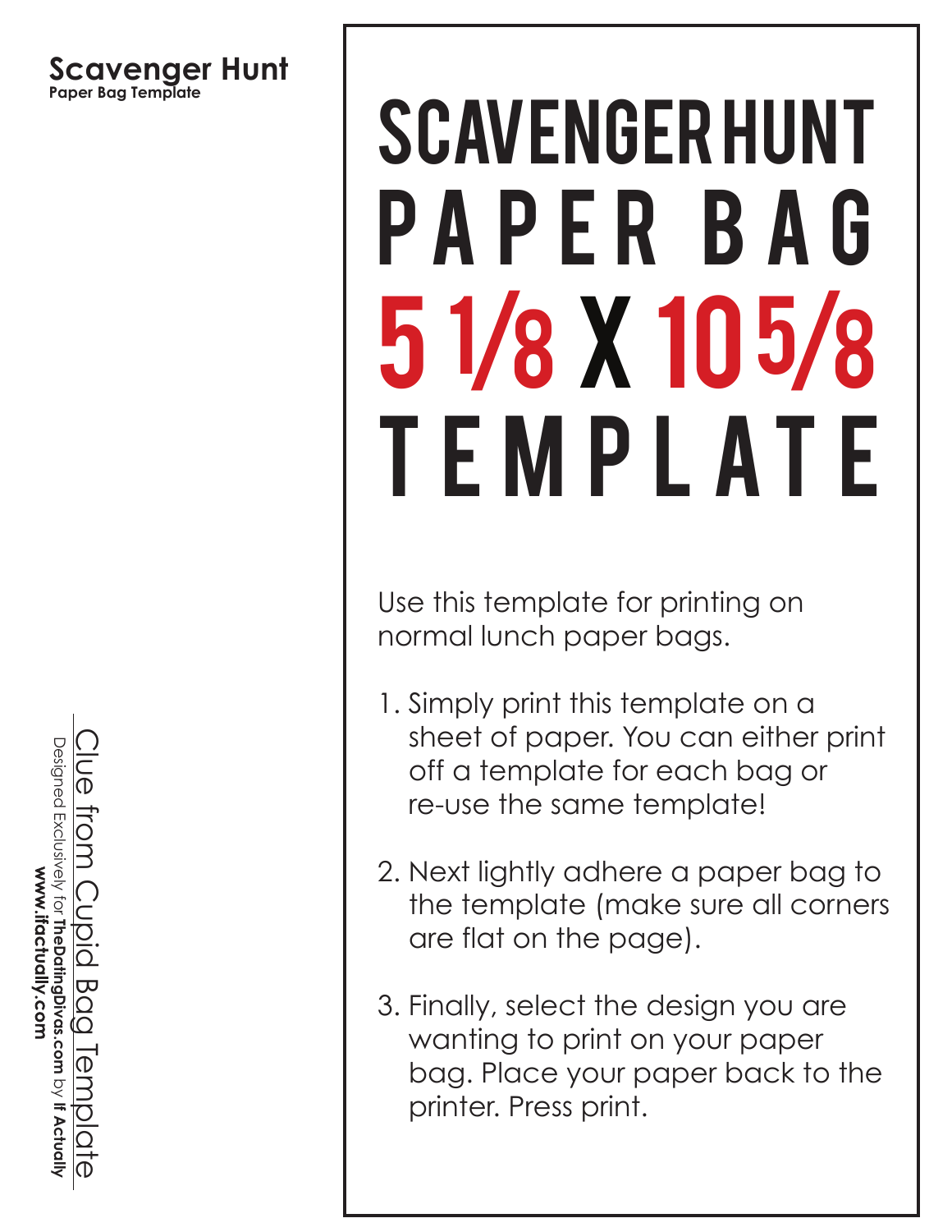**Scavenger Hunt**
Paper Bag Template

Clue from Cupid Bag Template
Designed Exclusively for **TheDatingDivas.com** by **If Actually**
**www.ifactually.com**

# SCAVENGER HUNT PAPER BAG 5 1/8 X 10 5/8 TEMPLATE

Use this template for printing on normal lunch paper bags.

1. Simply print this template on a sheet of paper. You can either print off a template for each bag or re-use the same template!

2. Next lightly adhere a paper bag to the template (make sure all corners are flat on the page).

3. Finally, select the design you are wanting to print on your paper bag. Place your paper back to the printer. Press print.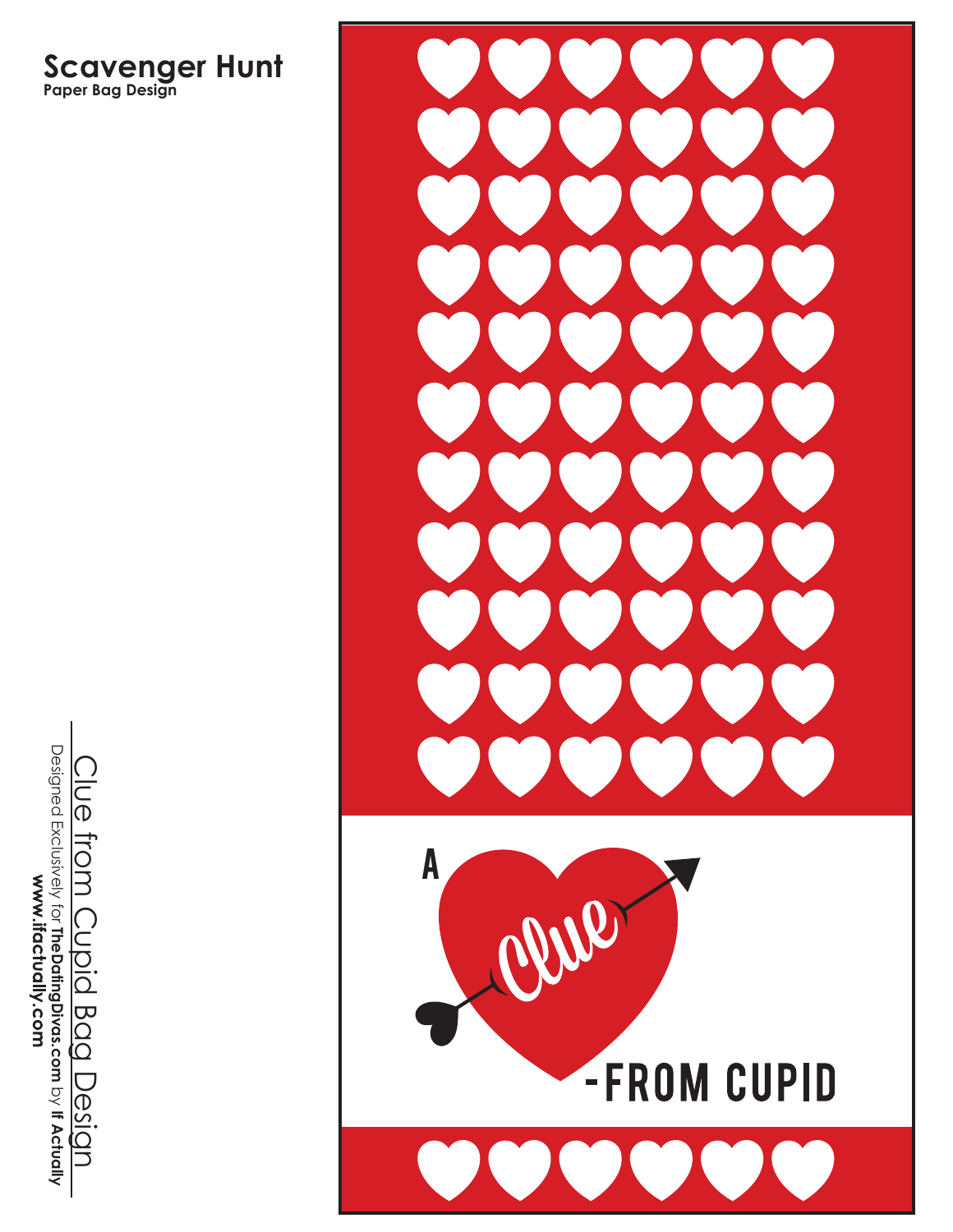# Scavenger Hunt

**Paper Bag Design**

Clue from Cupid Bag Design

Designed Exclusively for **TheDatingDivas.com** by **If Actually**

**www.ifactually.com**

A Clue -FROM CUPID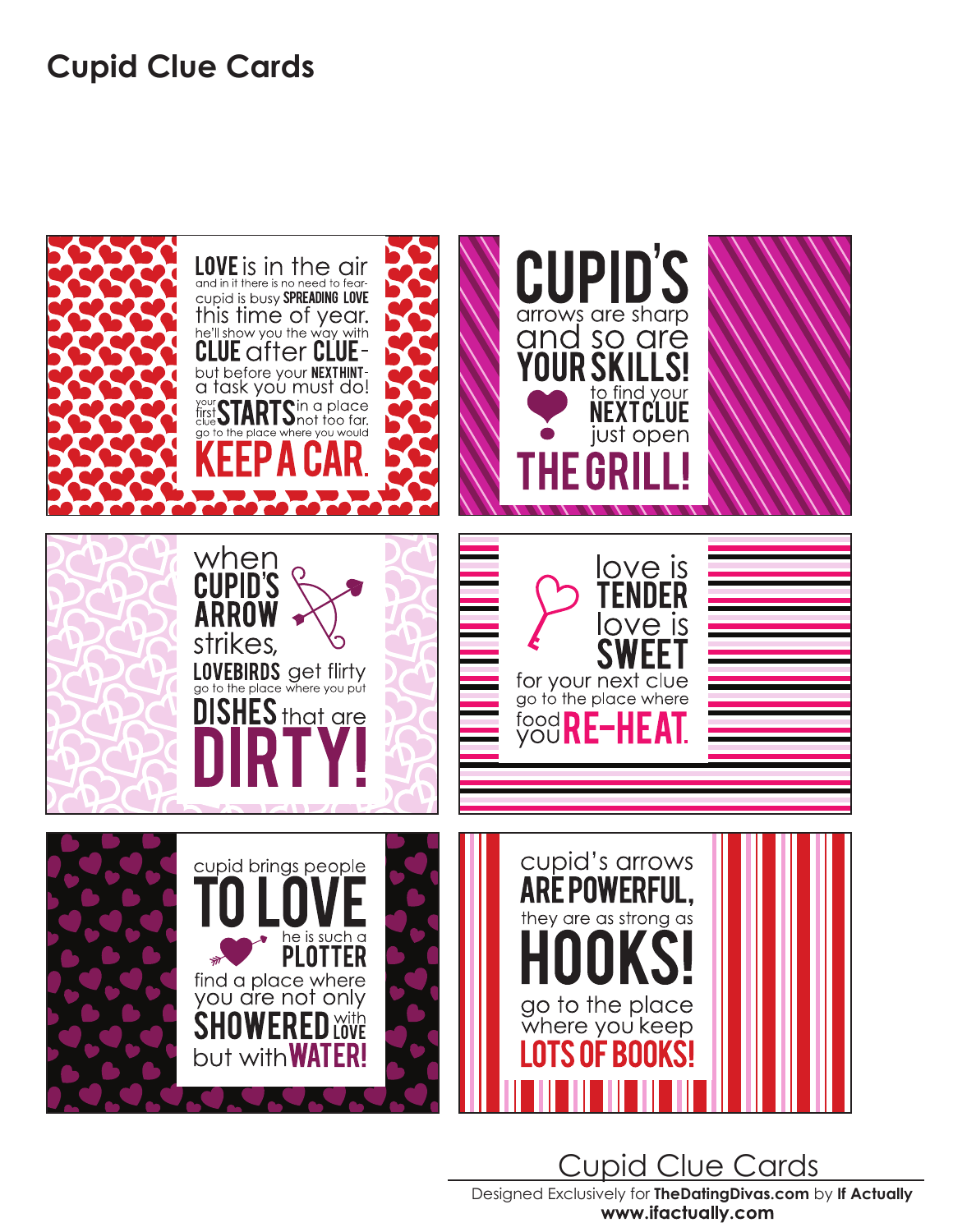# Cupid Clue Cards

**LOVE** is in the air
and in it there is no need to fear-
cupid is busy **SPREADING LOVE**
this time of year.
he'll show you the way with
**CLUE** after **CLUE**-
but before your **NEXT HINT**-
a task you must do!
your first clue **STARTS** in a place not too far.
go to the place where you would
**KEEP A CAR.**

**CUPID'S**
arrows are sharp
and so are
**YOUR SKILLS!**
to find your
**NEXT CLUE**
just open
**THE GRILL!**

when
**CUPID'S**
**ARROW**
strikes,
**LOVEBIRDS** get flirty
go to the place where you put
**DISHES** that are
**DIRTY!**

love is
**TENDER**
love is
**SWEET**
for your next clue
go to the place where
food you **RE-HEAT.**

cupid brings people
**TO LOVE**
he is such a
**PLOTTER**
find a place where
you are not only
**SHOWERED** with **LOVE**
but with **WATER!**

cupid's arrows
**ARE POWERFUL,**
they are as strong as
**HOOKS!**
go to the place
where you keep
**LOTS OF BOOKS!**

Cupid Clue Cards
Designed Exclusively for **TheDatingDivas.com** by **If Actually**
**www.ifactually.com**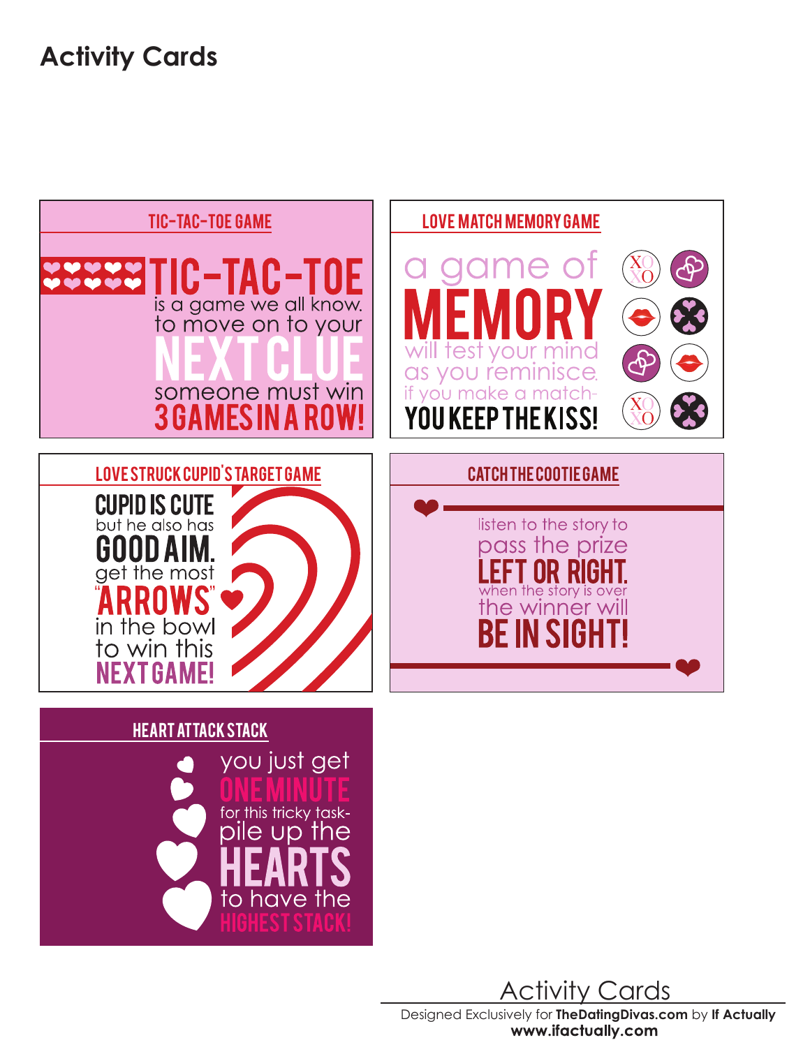# Activity Cards

## TIC-TAC-TOE GAME

TIC-TAC-TOE is a game we all know. to move on to your NEXT CLUE someone must win 3 GAMES IN A ROW!

## LOVE MATCH MEMORY GAME

a game of MEMORY will test your mind as you reminisce. if you make a match- YOU KEEP THE KISS!

## LOVE STRUCK CUPID'S TARGET GAME

CUPID IS CUTE but he also has GOOD AIM. get the most "ARROWS" in the bowl to win this NEXT GAME!

## CATCH THE COOTIE GAME

listen to the story to pass the prize LEFT OR RIGHT. when the story is over the winner will BE IN SIGHT!

## HEART ATTACK STACK

you just get ONE MINUTE for this tricky task- pile up the HEARTS to have the HIGHEST STACK!

Activity Cards

Designed Exclusively for **TheDatingDivas.com** by **If Actually**
**www.ifactually.com**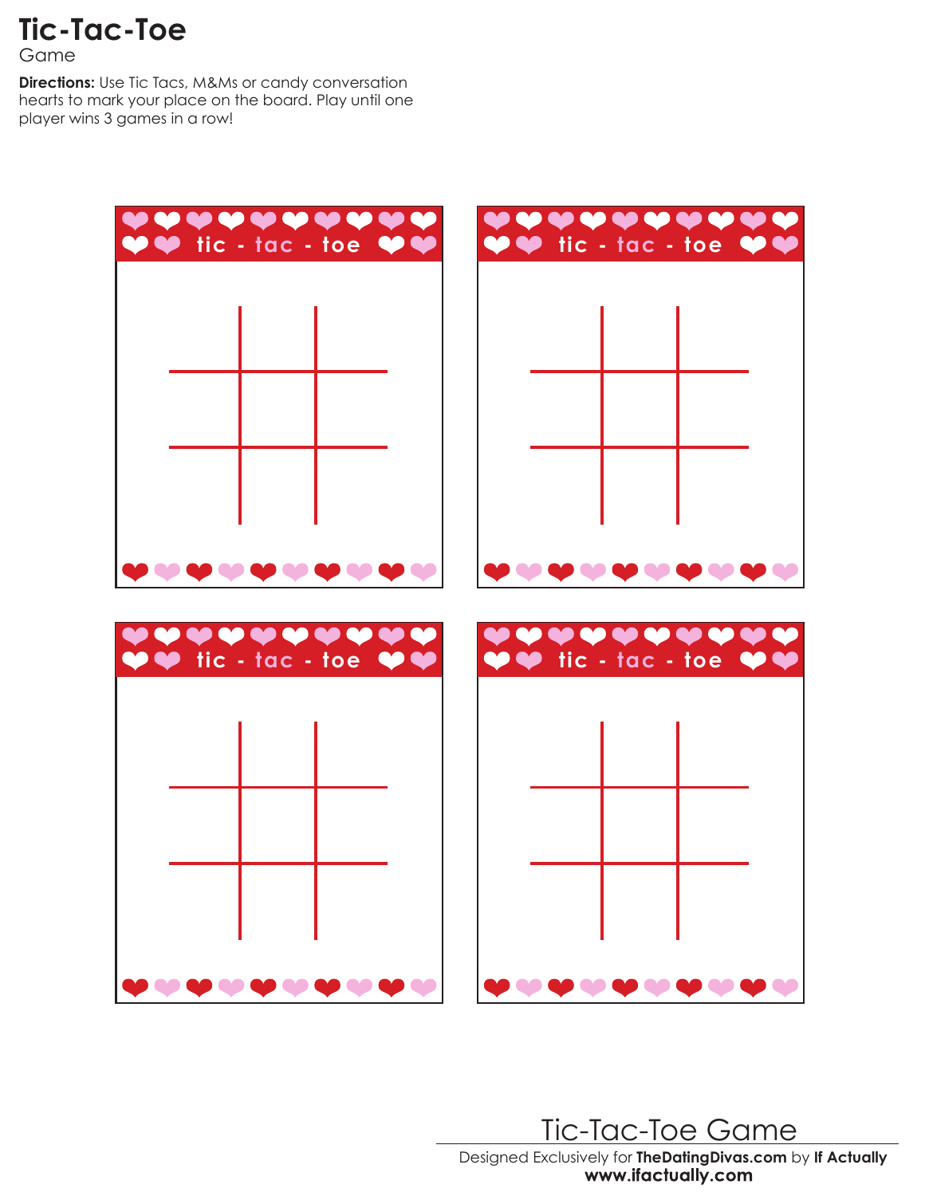# Tic-Tac-Toe

Game

**Directions:** Use Tic Tacs, M&Ms or candy conversation hearts to mark your place on the board. Play until one player wins 3 games in a row!

tic - tac - toe

tic - tac - toe

tic - tac - toe

tic - tac - toe

Tic-Tac-Toe Game

Designed Exclusively for **TheDatingDivas.com** by **If Actually**
**www.ifactually.com**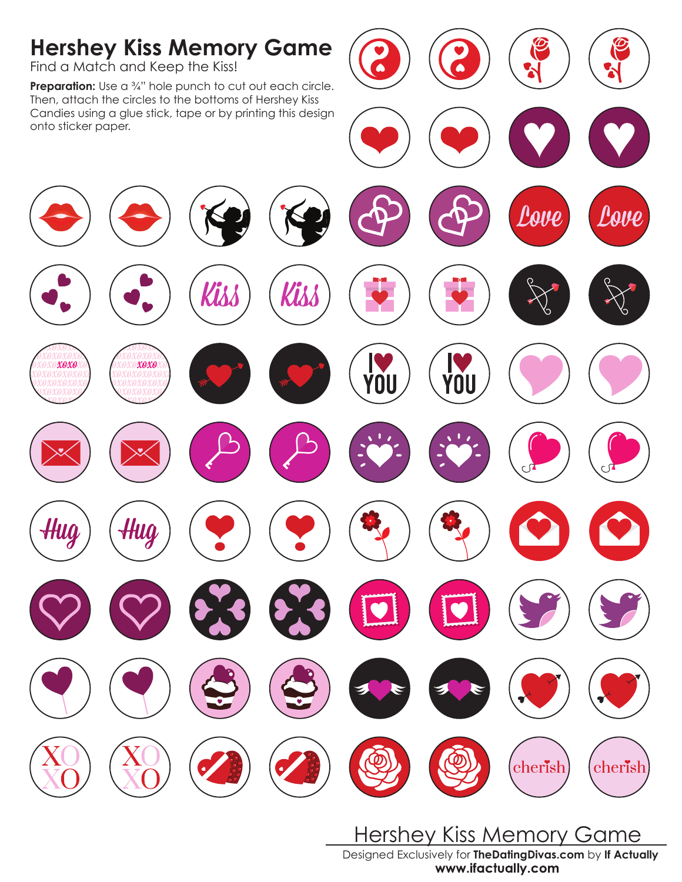# Hershey Kiss Memory Game

Find a Match and Keep the Kiss!

**Preparation:** Use a ¾" hole punch to cut out each circle. Then, attach the circles to the bottoms of Hershey Kiss Candies using a glue stick, tape or by printing this design onto sticker paper.

Hershey Kiss Memory Game

Designed Exclusively for **TheDatingDivas.com** by **If Actually**
**www.ifactually.com**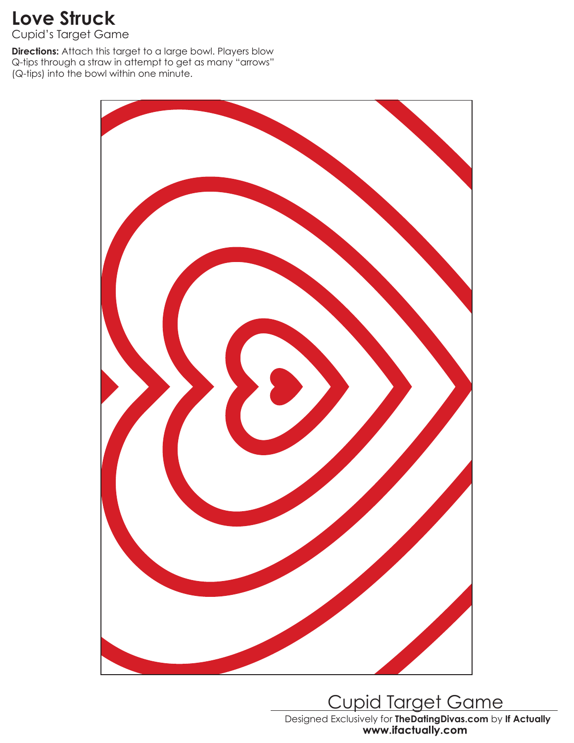# Love Struck

Cupid's Target Game

**Directions:** Attach this target to a large bowl. Players blow Q-tips through a straw in attempt to get as many "arrows" (Q-tips) into the bowl within one minute.

Cupid Target Game

Designed Exclusively for **TheDatingDivas.com** by **If Actually**
**www.ifactually.com**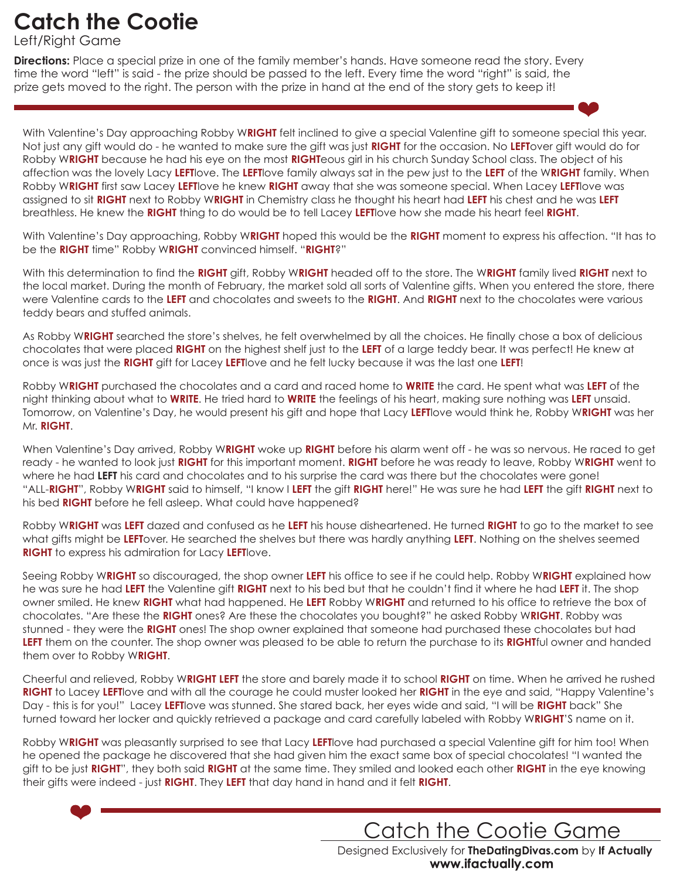# Catch the Cootie

Left/Right Game

**Directions:** Place a special prize in one of the family member's hands. Have someone read the story. Every time the word "left" is said - the prize should be passed to the left. Every time the word "right" is said, the prize gets moved to the right. The person with the prize in hand at the end of the story gets to keep it!

With Valentine's Day approaching Robby W**RIGHT** felt inclined to give a special Valentine gift to someone special this year. Not just any gift would do - he wanted to make sure the gift was just **RIGHT** for the occasion. No **LEFT**over gift would do for Robby W**RIGHT** because he had his eye on the most **RIGHT**eous girl in his church Sunday School class. The object of his affection was the lovely Lacy **LEFT**love. The **LEFT**love family always sat in the pew just to the **LEFT** of the W**RIGHT** family. When Robby W**RIGHT** first saw Lacey **LEFT**love he knew **RIGHT** away that she was someone special. When Lacey **LEFT**love was assigned to sit **RIGHT** next to Robby W**RIGHT** in Chemistry class he thought his heart had **LEFT** his chest and he was **LEFT** breathless. He knew the **RIGHT** thing to do would be to tell Lacey **LEFT**love how she made his heart feel **RIGHT**.

With Valentine's Day approaching, Robby W**RIGHT** hoped this would be the **RIGHT** moment to express his affection. "It has to be the **RIGHT** time" Robby W**RIGHT** convinced himself. "**RIGHT**?"

With this determination to find the **RIGHT** gift, Robby W**RIGHT** headed off to the store. The W**RIGHT** family lived **RIGHT** next to the local market. During the month of February, the market sold all sorts of Valentine gifts. When you entered the store, there were Valentine cards to the **LEFT** and chocolates and sweets to the **RIGHT**. And **RIGHT** next to the chocolates were various teddy bears and stuffed animals.

As Robby W**RIGHT** searched the store's shelves, he felt overwhelmed by all the choices. He finally chose a box of delicious chocolates that were placed **RIGHT** on the highest shelf just to the **LEFT** of a large teddy bear. It was perfect! He knew at once is was just the **RIGHT** gift for Lacey **LEFT**love and he felt lucky because it was the last one **LEFT**!

Robby W**RIGHT** purchased the chocolates and a card and raced home to **WRITE** the card. He spent what was **LEFT** of the night thinking about what to **WRITE**. He tried hard to **WRITE** the feelings of his heart, making sure nothing was **LEFT** unsaid. Tomorrow, on Valentine's Day, he would present his gift and hope that Lacy **LEFT**love would think he, Robby W**RIGHT** was her Mr. **RIGHT**.

When Valentine's Day arrived, Robby W**RIGHT** woke up **RIGHT** before his alarm went off - he was so nervous. He raced to get ready - he wanted to look just **RIGHT** for this important moment. **RIGHT** before he was ready to leave, Robby W**RIGHT** went to where he had **LEFT** his card and chocolates and to his surprise the card was there but the chocolates were gone! "ALL-**RIGHT**", Robby W**RIGHT** said to himself, "I know I **LEFT** the gift **RIGHT** here!" He was sure he had **LEFT** the gift **RIGHT** next to his bed **RIGHT** before he fell asleep. What could have happened?

Robby W**RIGHT** was **LEFT** dazed and confused as he **LEFT** his house disheartened. He turned **RIGHT** to go to the market to see what gifts might be **LEFT**over. He searched the shelves but there was hardly anything **LEFT**. Nothing on the shelves seemed **RIGHT** to express his admiration for Lacy **LEFT**love.

Seeing Robby W**RIGHT** so discouraged, the shop owner **LEFT** his office to see if he could help. Robby W**RIGHT** explained how he was sure he had **LEFT** the Valentine gift **RIGHT** next to his bed but that he couldn't find it where he had **LEFT** it. The shop owner smiled. He knew **RIGHT** what had happened. He **LEFT** Robby W**RIGHT** and returned to his office to retrieve the box of chocolates. "Are these the **RIGHT** ones? Are these the chocolates you bought?" he asked Robby W**RIGHT**. Robby was stunned - they were the **RIGHT** ones! The shop owner explained that someone had purchased these chocolates but had **LEFT** them on the counter. The shop owner was pleased to be able to return the purchase to its **RIGHT**ful owner and handed them over to Robby W**RIGHT**.

Cheerful and relieved, Robby W**RIGHT LEFT** the store and barely made it to school **RIGHT** on time. When he arrived he rushed **RIGHT** to Lacey **LEFT**love and with all the courage he could muster looked her **RIGHT** in the eye and said, "Happy Valentine's Day - this is for you!" Lacey **LEFT**love was stunned. She stared back, her eyes wide and said, "I will be **RIGHT** back" She turned toward her locker and quickly retrieved a package and card carefully labeled with Robby W**RIGHT**'S name on it.

Robby W**RIGHT** was pleasantly surprised to see that Lacy **LEFT**love had purchased a special Valentine gift for him too! When he opened the package he discovered that she had given him the exact same box of special chocolates! "I wanted the gift to be just **RIGHT**", they both said **RIGHT** at the same time. They smiled and looked each other **RIGHT** in the eye knowing their gifts were indeed - just **RIGHT**. They **LEFT** that day hand in hand and it felt **RIGHT**.

Catch the Cootie Game

Designed Exclusively for **TheDatingDivas.com** by **If Actually**
**www.ifactually.com**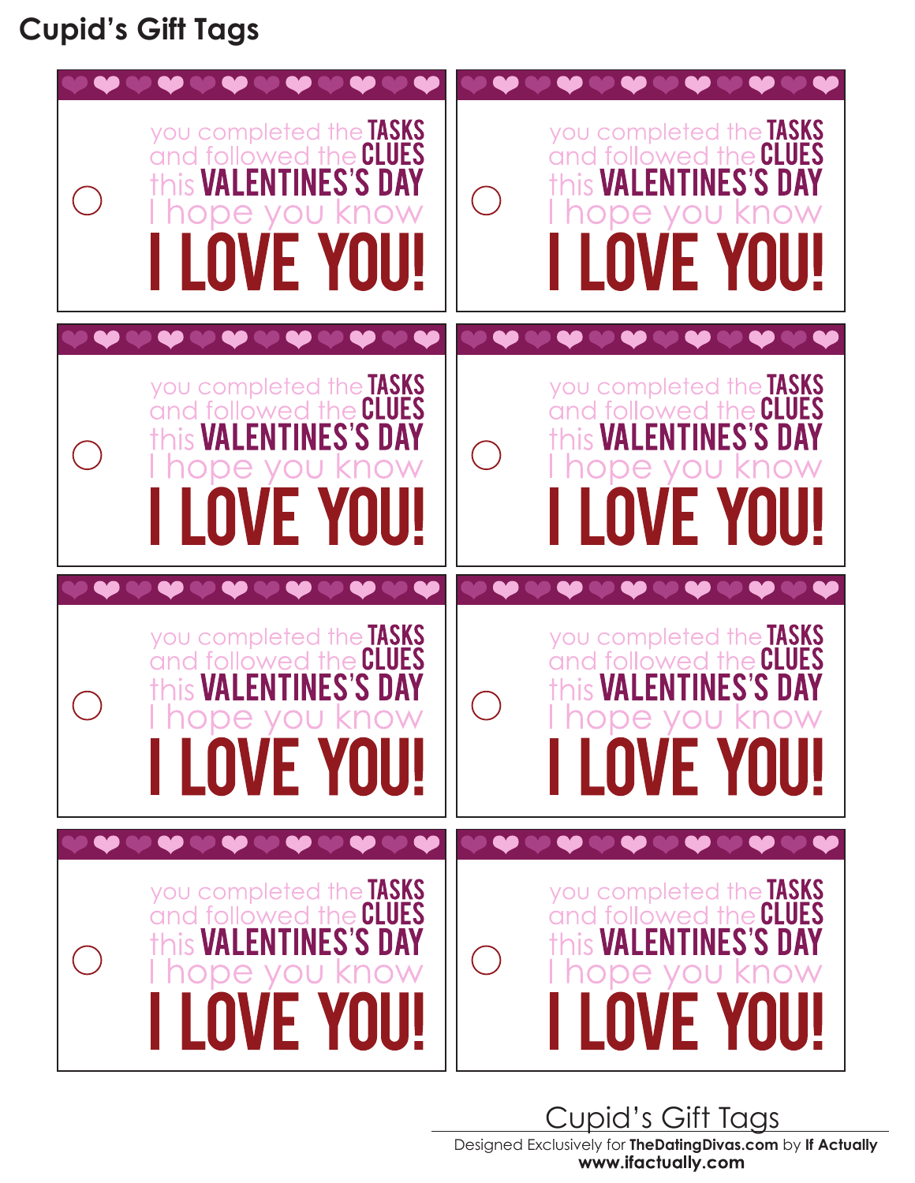# Cupid's Gift Tags

you completed the **TASKS**
and followed the **CLUES**
this **VALENTINES'S DAY**
I hope you know
**I LOVE YOU!**

you completed the **TASKS**
and followed the **CLUES**
this **VALENTINES'S DAY**
I hope you know
**I LOVE YOU!**

you completed the **TASKS**
and followed the **CLUES**
this **VALENTINES'S DAY**
I hope you know
**I LOVE YOU!**

you completed the **TASKS**
and followed the **CLUES**
this **VALENTINES'S DAY**
I hope you know
**I LOVE YOU!**

you completed the **TASKS**
and followed the **CLUES**
this **VALENTINES'S DAY**
I hope you know
**I LOVE YOU!**

you completed the **TASKS**
and followed the **CLUES**
this **VALENTINES'S DAY**
I hope you know
**I LOVE YOU!**

you completed the **TASKS**
and followed the **CLUES**
this **VALENTINES'S DAY**
I hope you know
**I LOVE YOU!**

you completed the **TASKS**
and followed the **CLUES**
this **VALENTINES'S DAY**
I hope you know
**I LOVE YOU!**

Cupid's Gift Tags

Designed Exclusively for **TheDatingDivas.com** by **If Actually**
**www.ifactually.com**